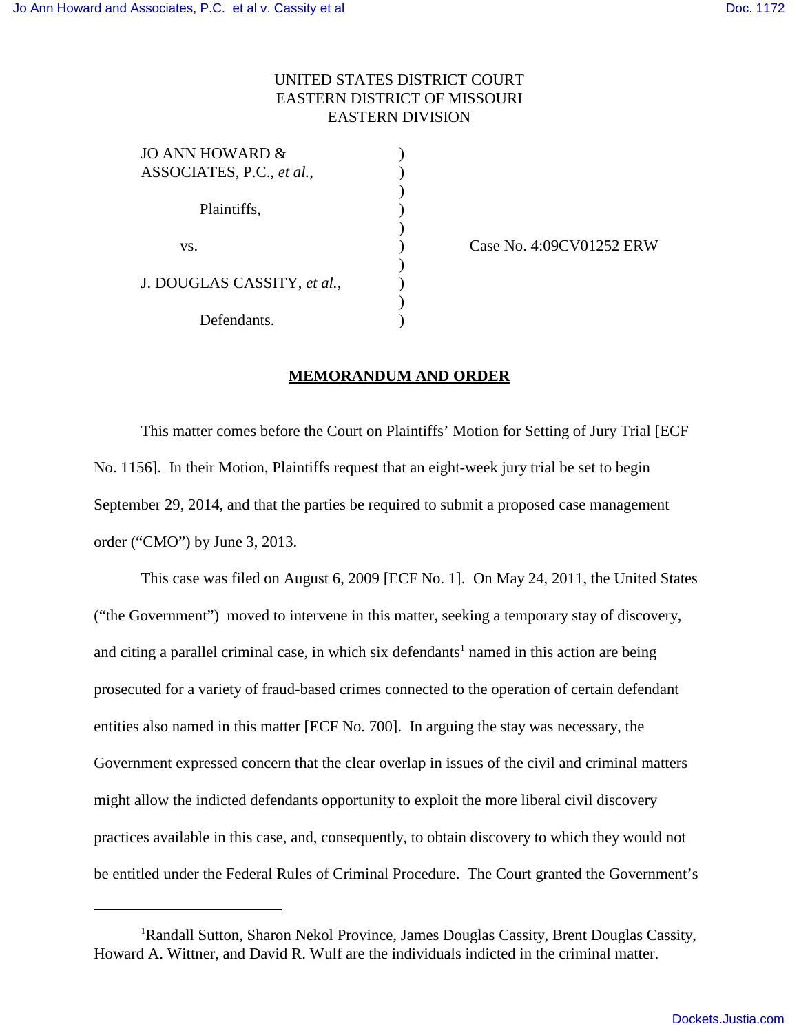UNITED STATES DISTRICT COURT
EASTERN DISTRICT OF MISSOURI
EASTERN DIVISION

| | | |
|---|---|---|
| JO ANN HOWARD & ASSOCIATES, P.C., *et al.*, | ) | |
| Plaintiffs, | ) | |
| vs. | ) | Case No. 4:09CV01252 ERW |
| J. DOUGLAS CASSITY, *et al.*, | ) | |
| Defendants. | ) | |

## MEMORANDUM AND ORDER

This matter comes before the Court on Plaintiffs' Motion for Setting of Jury Trial [ECF No. 1156]. In their Motion, Plaintiffs request that an eight-week jury trial be set to begin September 29, 2014, and that the parties be required to submit a proposed case management order ("CMO") by June 3, 2013.

This case was filed on August 6, 2009 [ECF No. 1]. On May 24, 2011, the United States ("the Government") moved to intervene in this matter, seeking a temporary stay of discovery, and citing a parallel criminal case, in which six defendants[1] named in this action are being prosecuted for a variety of fraud-based crimes connected to the operation of certain defendant entities also named in this matter [ECF No. 700]. In arguing the stay was necessary, the Government expressed concern that the clear overlap in issues of the civil and criminal matters might allow the indicted defendants opportunity to exploit the more liberal civil discovery practices available in this case, and, consequently, to obtain discovery to which they would not be entitled under the Federal Rules of Criminal Procedure. The Court granted the Government's

---

[1] Randall Sutton, Sharon Nekol Province, James Douglas Cassity, Brent Douglas Cassity, Howard A. Wittner, and David R. Wulf are the individuals indicted in the criminal matter.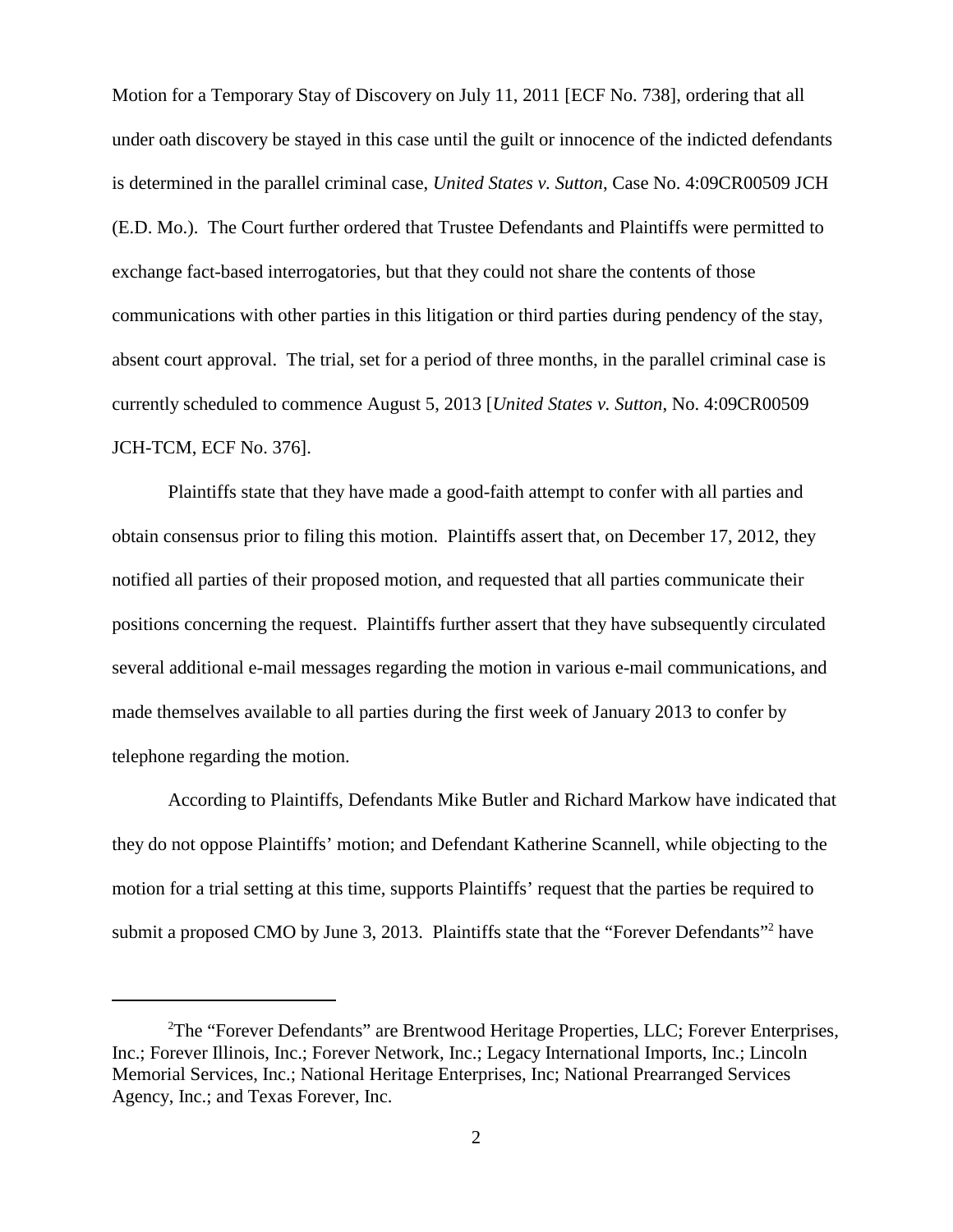Motion for a Temporary Stay of Discovery on July 11, 2011 [ECF No. 738], ordering that all under oath discovery be stayed in this case until the guilt or innocence of the indicted defendants is determined in the parallel criminal case, *United States v. Sutton*, Case No. 4:09CR00509 JCH (E.D. Mo.). The Court further ordered that Trustee Defendants and Plaintiffs were permitted to exchange fact-based interrogatories, but that they could not share the contents of those communications with other parties in this litigation or third parties during pendency of the stay, absent court approval. The trial, set for a period of three months, in the parallel criminal case is currently scheduled to commence August 5, 2013 [*United States v. Sutton*, No. 4:09CR00509 JCH-TCM, ECF No. 376].

Plaintiffs state that they have made a good-faith attempt to confer with all parties and obtain consensus prior to filing this motion. Plaintiffs assert that, on December 17, 2012, they notified all parties of their proposed motion, and requested that all parties communicate their positions concerning the request. Plaintiffs further assert that they have subsequently circulated several additional e-mail messages regarding the motion in various e-mail communications, and made themselves available to all parties during the first week of January 2013 to confer by telephone regarding the motion.

According to Plaintiffs, Defendants Mike Butler and Richard Markow have indicated that they do not oppose Plaintiffs' motion; and Defendant Katherine Scannell, while objecting to the motion for a trial setting at this time, supports Plaintiffs' request that the parties be required to submit a proposed CMO by June 3, 2013. Plaintiffs state that the "Forever Defendants"[2] have

[2]The "Forever Defendants" are Brentwood Heritage Properties, LLC; Forever Enterprises, Inc.; Forever Illinois, Inc.; Forever Network, Inc.; Legacy International Imports, Inc.; Lincoln Memorial Services, Inc.; National Heritage Enterprises, Inc; National Prearranged Services Agency, Inc.; and Texas Forever, Inc.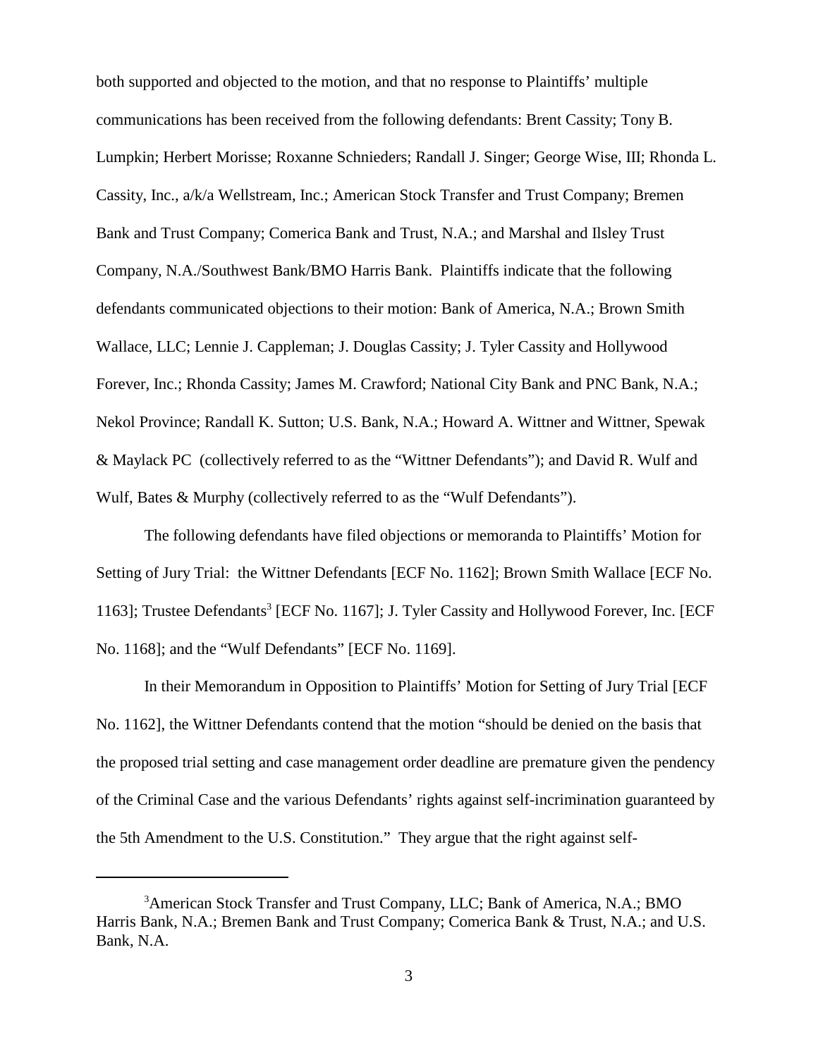both supported and objected to the motion, and that no response to Plaintiffs' multiple communications has been received from the following defendants: Brent Cassity; Tony B. Lumpkin; Herbert Morisse; Roxanne Schnieders; Randall J. Singer; George Wise, III; Rhonda L. Cassity, Inc., a/k/a Wellstream, Inc.; American Stock Transfer and Trust Company; Bremen Bank and Trust Company; Comerica Bank and Trust, N.A.; and Marshal and Ilsley Trust Company, N.A./Southwest Bank/BMO Harris Bank. Plaintiffs indicate that the following defendants communicated objections to their motion: Bank of America, N.A.; Brown Smith Wallace, LLC; Lennie J. Cappleman; J. Douglas Cassity; J. Tyler Cassity and Hollywood Forever, Inc.; Rhonda Cassity; James M. Crawford; National City Bank and PNC Bank, N.A.; Nekol Province; Randall K. Sutton; U.S. Bank, N.A.; Howard A. Wittner and Wittner, Spewak & Maylack PC (collectively referred to as the "Wittner Defendants"); and David R. Wulf and Wulf, Bates & Murphy (collectively referred to as the "Wulf Defendants").

The following defendants have filed objections or memoranda to Plaintiffs' Motion for Setting of Jury Trial: the Wittner Defendants [ECF No. 1162]; Brown Smith Wallace [ECF No. 1163]; Trustee Defendants[3] [ECF No. 1167]; J. Tyler Cassity and Hollywood Forever, Inc. [ECF No. 1168]; and the "Wulf Defendants" [ECF No. 1169].

In their Memorandum in Opposition to Plaintiffs' Motion for Setting of Jury Trial [ECF No. 1162], the Wittner Defendants contend that the motion "should be denied on the basis that the proposed trial setting and case management order deadline are premature given the pendency of the Criminal Case and the various Defendants' rights against self-incrimination guaranteed by the 5th Amendment to the U.S. Constitution." They argue that the right against self-

[3] American Stock Transfer and Trust Company, LLC; Bank of America, N.A.; BMO Harris Bank, N.A.; Bremen Bank and Trust Company; Comerica Bank & Trust, N.A.; and U.S. Bank, N.A.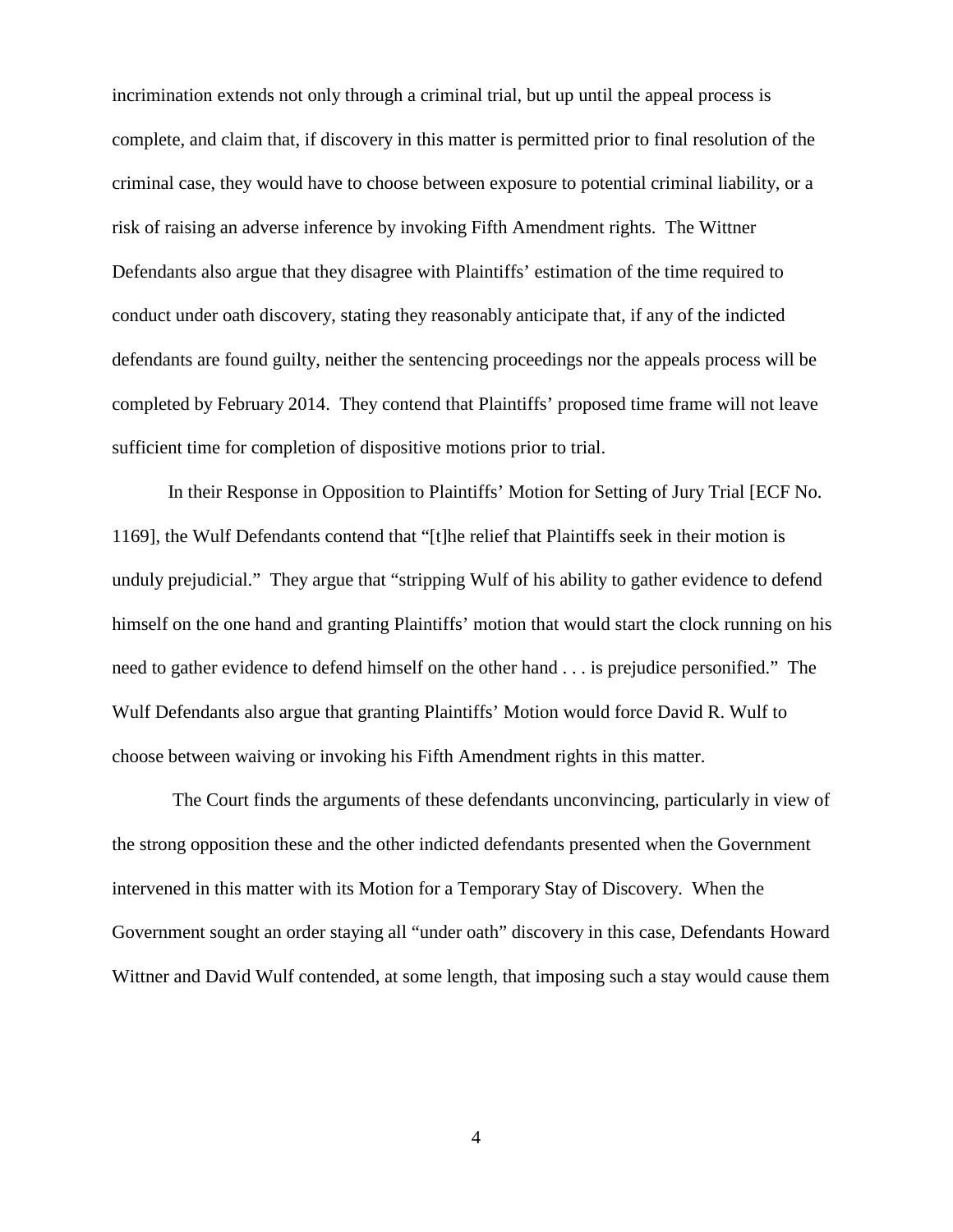incrimination extends not only through a criminal trial, but up until the appeal process is complete, and claim that, if discovery in this matter is permitted prior to final resolution of the criminal case, they would have to choose between exposure to potential criminal liability, or a risk of raising an adverse inference by invoking Fifth Amendment rights. The Wittner Defendants also argue that they disagree with Plaintiffs' estimation of the time required to conduct under oath discovery, stating they reasonably anticipate that, if any of the indicted defendants are found guilty, neither the sentencing proceedings nor the appeals process will be completed by February 2014. They contend that Plaintiffs' proposed time frame will not leave sufficient time for completion of dispositive motions prior to trial.

In their Response in Opposition to Plaintiffs' Motion for Setting of Jury Trial [ECF No. 1169], the Wulf Defendants contend that "[t]he relief that Plaintiffs seek in their motion is unduly prejudicial." They argue that "stripping Wulf of his ability to gather evidence to defend himself on the one hand and granting Plaintiffs' motion that would start the clock running on his need to gather evidence to defend himself on the other hand . . . is prejudice personified." The Wulf Defendants also argue that granting Plaintiffs' Motion would force David R. Wulf to choose between waiving or invoking his Fifth Amendment rights in this matter.

The Court finds the arguments of these defendants unconvincing, particularly in view of the strong opposition these and the other indicted defendants presented when the Government intervened in this matter with its Motion for a Temporary Stay of Discovery. When the Government sought an order staying all "under oath" discovery in this case, Defendants Howard Wittner and David Wulf contended, at some length, that imposing such a stay would cause them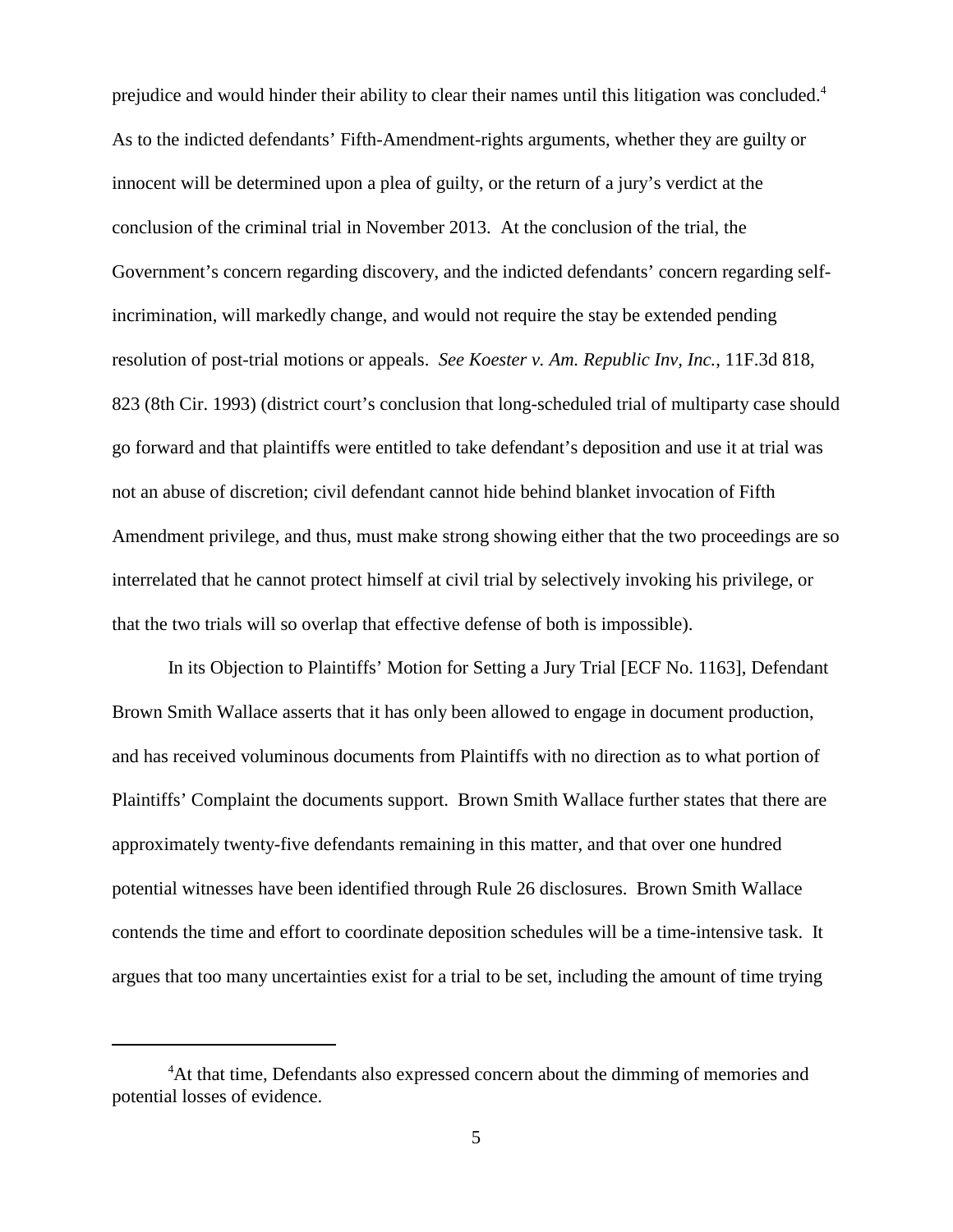prejudice and would hinder their ability to clear their names until this litigation was concluded.[4] As to the indicted defendants' Fifth-Amendment-rights arguments, whether they are guilty or innocent will be determined upon a plea of guilty, or the return of a jury's verdict at the conclusion of the criminal trial in November 2013. At the conclusion of the trial, the Government's concern regarding discovery, and the indicted defendants' concern regarding self-incrimination, will markedly change, and would not require the stay be extended pending resolution of post-trial motions or appeals. *See Koester v. Am. Republic Inv, Inc.*, 11F.3d 818, 823 (8th Cir. 1993) (district court's conclusion that long-scheduled trial of multiparty case should go forward and that plaintiffs were entitled to take defendant's deposition and use it at trial was not an abuse of discretion; civil defendant cannot hide behind blanket invocation of Fifth Amendment privilege, and thus, must make strong showing either that the two proceedings are so interrelated that he cannot protect himself at civil trial by selectively invoking his privilege, or that the two trials will so overlap that effective defense of both is impossible).

In its Objection to Plaintiffs' Motion for Setting a Jury Trial [ECF No. 1163], Defendant Brown Smith Wallace asserts that it has only been allowed to engage in document production, and has received voluminous documents from Plaintiffs with no direction as to what portion of Plaintiffs' Complaint the documents support. Brown Smith Wallace further states that there are approximately twenty-five defendants remaining in this matter, and that over one hundred potential witnesses have been identified through Rule 26 disclosures. Brown Smith Wallace contends the time and effort to coordinate deposition schedules will be a time-intensive task. It argues that too many uncertainties exist for a trial to be set, including the amount of time trying

[4] At that time, Defendants also expressed concern about the dimming of memories and potential losses of evidence.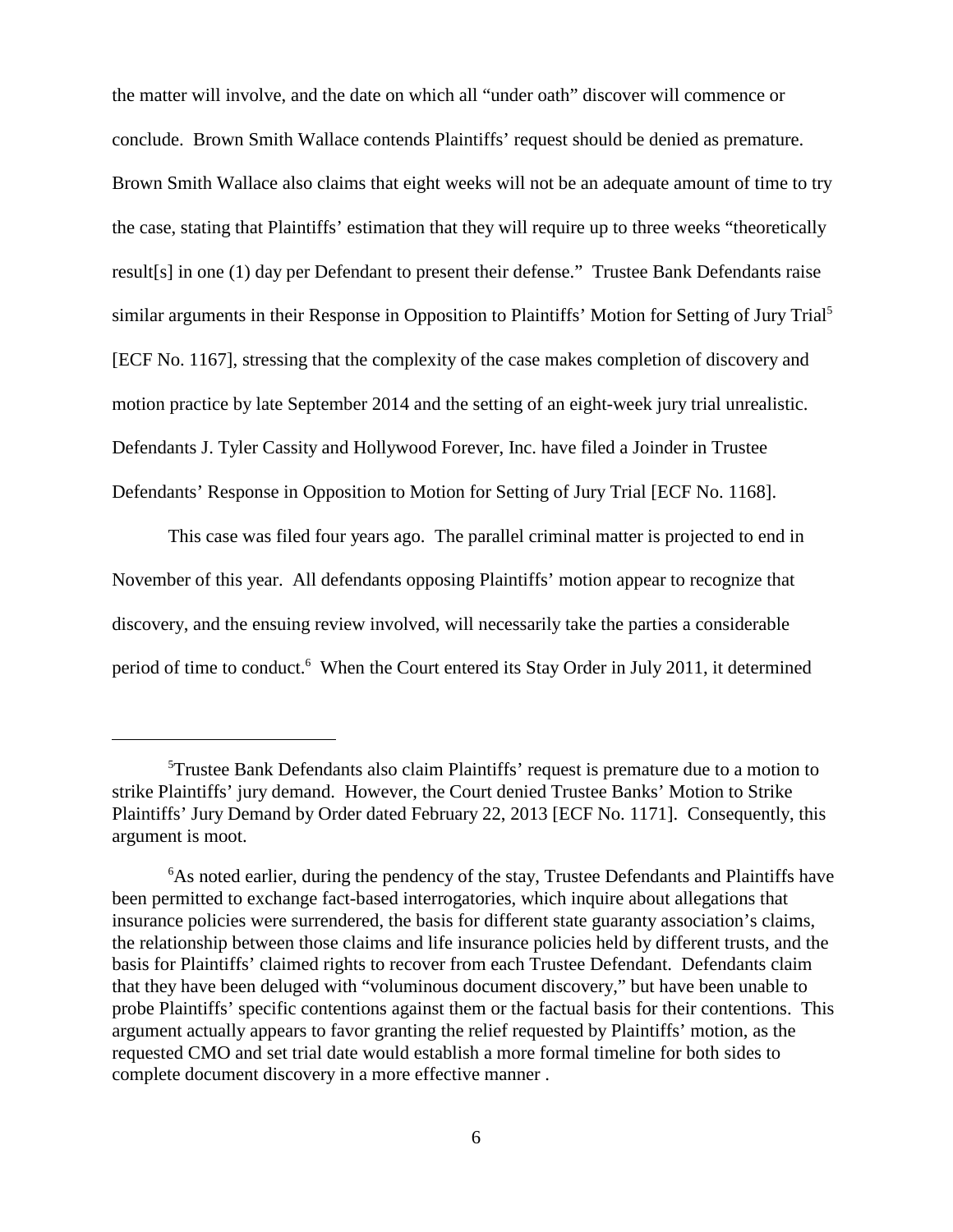the matter will involve, and the date on which all "under oath" discover will commence or conclude. Brown Smith Wallace contends Plaintiffs' request should be denied as premature. Brown Smith Wallace also claims that eight weeks will not be an adequate amount of time to try the case, stating that Plaintiffs' estimation that they will require up to three weeks "theoretically result[s] in one (1) day per Defendant to present their defense." Trustee Bank Defendants raise similar arguments in their Response in Opposition to Plaintiffs' Motion for Setting of Jury Trial[5] [ECF No. 1167], stressing that the complexity of the case makes completion of discovery and motion practice by late September 2014 and the setting of an eight-week jury trial unrealistic. Defendants J. Tyler Cassity and Hollywood Forever, Inc. have filed a Joinder in Trustee Defendants' Response in Opposition to Motion for Setting of Jury Trial [ECF No. 1168].

This case was filed four years ago. The parallel criminal matter is projected to end in November of this year. All defendants opposing Plaintiffs' motion appear to recognize that discovery, and the ensuing review involved, will necessarily take the parties a considerable period of time to conduct.[6] When the Court entered its Stay Order in July 2011, it determined

---

[5]Trustee Bank Defendants also claim Plaintiffs' request is premature due to a motion to strike Plaintiffs' jury demand. However, the Court denied Trustee Banks' Motion to Strike Plaintiffs' Jury Demand by Order dated February 22, 2013 [ECF No. 1171]. Consequently, this argument is moot.

[6]As noted earlier, during the pendency of the stay, Trustee Defendants and Plaintiffs have been permitted to exchange fact-based interrogatories, which inquire about allegations that insurance policies were surrendered, the basis for different state guaranty association's claims, the relationship between those claims and life insurance policies held by different trusts, and the basis for Plaintiffs' claimed rights to recover from each Trustee Defendant. Defendants claim that they have been deluged with "voluminous document discovery," but have been unable to probe Plaintiffs' specific contentions against them or the factual basis for their contentions. This argument actually appears to favor granting the relief requested by Plaintiffs' motion, as the requested CMO and set trial date would establish a more formal timeline for both sides to complete document discovery in a more effective manner .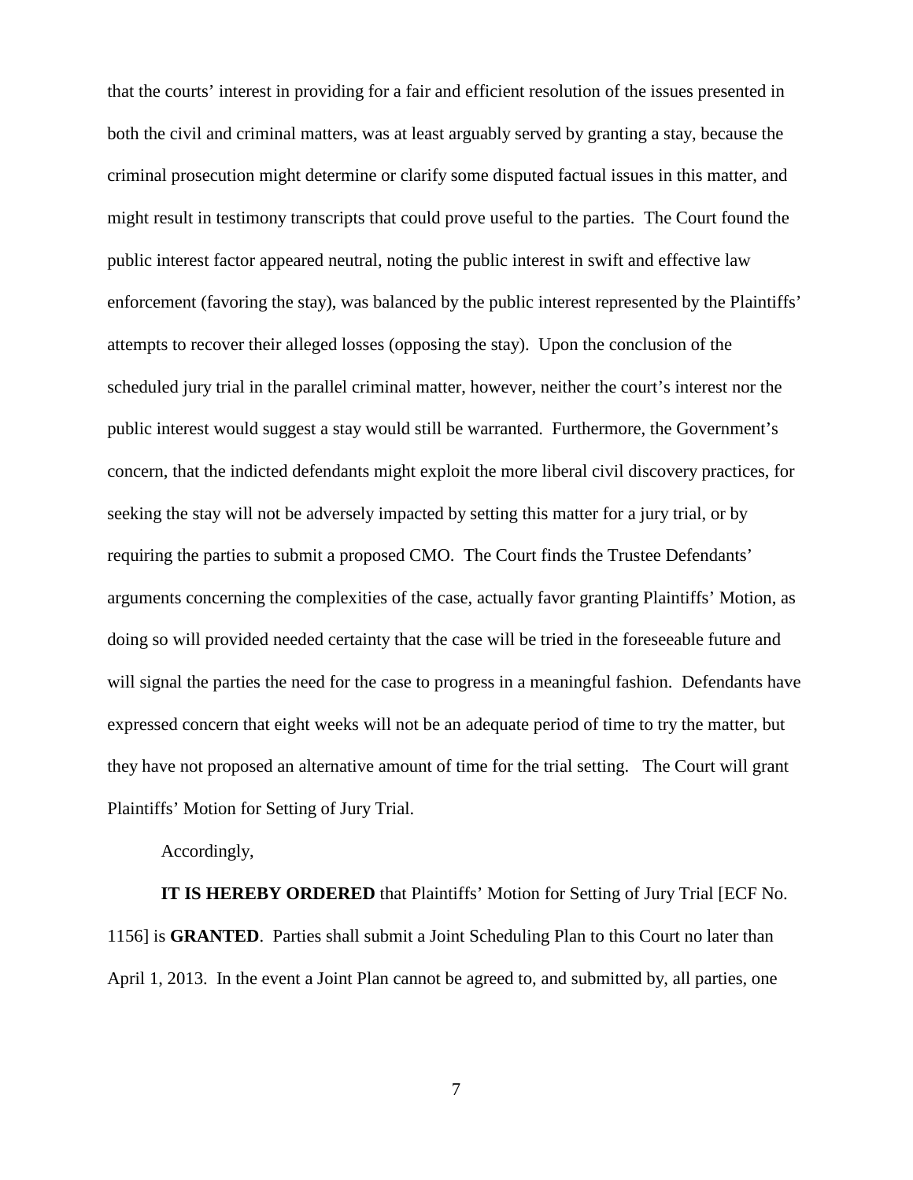that the courts' interest in providing for a fair and efficient resolution of the issues presented in both the civil and criminal matters, was at least arguably served by granting a stay, because the criminal prosecution might determine or clarify some disputed factual issues in this matter, and might result in testimony transcripts that could prove useful to the parties. The Court found the public interest factor appeared neutral, noting the public interest in swift and effective law enforcement (favoring the stay), was balanced by the public interest represented by the Plaintiffs' attempts to recover their alleged losses (opposing the stay). Upon the conclusion of the scheduled jury trial in the parallel criminal matter, however, neither the court's interest nor the public interest would suggest a stay would still be warranted. Furthermore, the Government's concern, that the indicted defendants might exploit the more liberal civil discovery practices, for seeking the stay will not be adversely impacted by setting this matter for a jury trial, or by requiring the parties to submit a proposed CMO. The Court finds the Trustee Defendants' arguments concerning the complexities of the case, actually favor granting Plaintiffs' Motion, as doing so will provided needed certainty that the case will be tried in the foreseeable future and will signal the parties the need for the case to progress in a meaningful fashion. Defendants have expressed concern that eight weeks will not be an adequate period of time to try the matter, but they have not proposed an alternative amount of time for the trial setting. The Court will grant Plaintiffs' Motion for Setting of Jury Trial.

Accordingly,

**IT IS HEREBY ORDERED** that Plaintiffs' Motion for Setting of Jury Trial [ECF No. 1156] is **GRANTED**. Parties shall submit a Joint Scheduling Plan to this Court no later than April 1, 2013. In the event a Joint Plan cannot be agreed to, and submitted by, all parties, one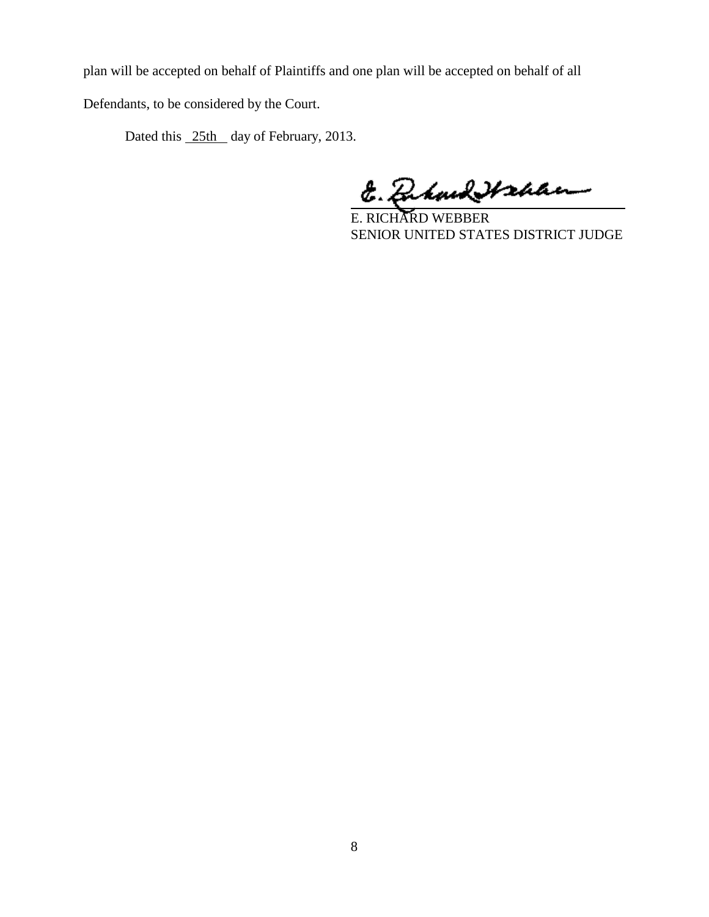plan will be accepted on behalf of Plaintiffs and one plan will be accepted on behalf of all Defendants, to be considered by the Court.

Dated this 25th day of February, 2013.

E. RICHARD WEBBER
SENIOR UNITED STATES DISTRICT JUDGE